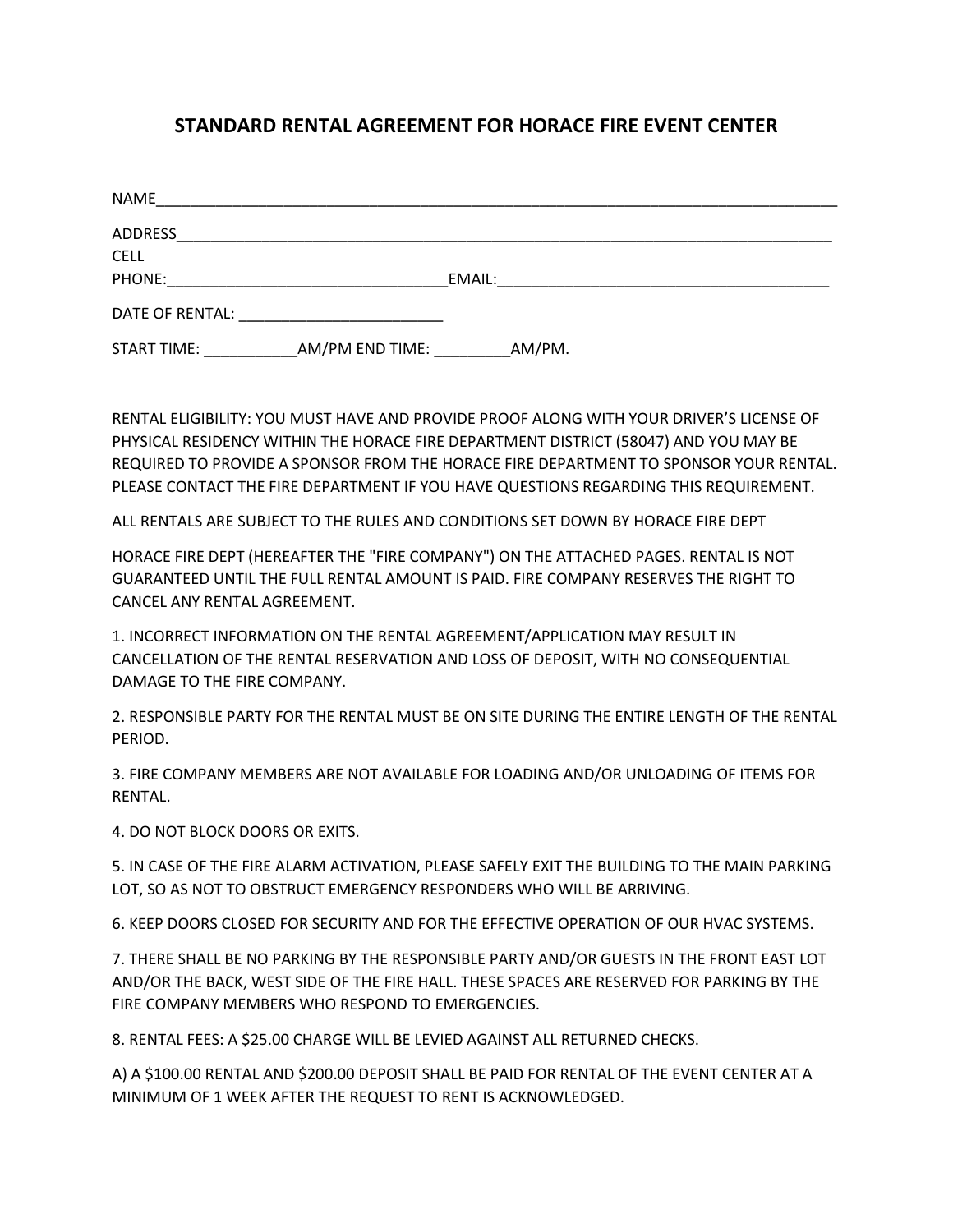# STANDARD RENTAL AGREEMENT FOR HORACE FIRE EVENT CENTER

NAME_______________________________________________________________________________

ADDRESS____________________________________________________________________________

CELL PHONE:_________________________________EMAIL:_______________________________________

DATE OF RENTAL: ________________________

START TIME: ___________AM/PM END TIME: _________AM/PM.

RENTAL ELIGIBILITY: YOU MUST HAVE AND PROVIDE PROOF ALONG WITH YOUR DRIVER'S LICENSE OF PHYSICAL RESIDENCY WITHIN THE HORACE FIRE DEPARTMENT DISTRICT (58047) AND YOU MAY BE REQUIRED TO PROVIDE A SPONSOR FROM THE HORACE FIRE DEPARTMENT TO SPONSOR YOUR RENTAL. PLEASE CONTACT THE FIRE DEPARTMENT IF YOU HAVE QUESTIONS REGARDING THIS REQUIREMENT.

ALL RENTALS ARE SUBJECT TO THE RULES AND CONDITIONS SET DOWN BY HORACE FIRE DEPT

HORACE FIRE DEPT (HEREAFTER THE "FIRE COMPANY") ON THE ATTACHED PAGES. RENTAL IS NOT GUARANTEED UNTIL THE FULL RENTAL AMOUNT IS PAID. FIRE COMPANY RESERVES THE RIGHT TO CANCEL ANY RENTAL AGREEMENT.

1. INCORRECT INFORMATION ON THE RENTAL AGREEMENT/APPLICATION MAY RESULT IN CANCELLATION OF THE RENTAL RESERVATION AND LOSS OF DEPOSIT, WITH NO CONSEQUENTIAL DAMAGE TO THE FIRE COMPANY.

2. RESPONSIBLE PARTY FOR THE RENTAL MUST BE ON SITE DURING THE ENTIRE LENGTH OF THE RENTAL PERIOD.

3. FIRE COMPANY MEMBERS ARE NOT AVAILABLE FOR LOADING AND/OR UNLOADING OF ITEMS FOR RENTAL.

4. DO NOT BLOCK DOORS OR EXITS.

5. IN CASE OF THE FIRE ALARM ACTIVATION, PLEASE SAFELY EXIT THE BUILDING TO THE MAIN PARKING LOT, SO AS NOT TO OBSTRUCT EMERGENCY RESPONDERS WHO WILL BE ARRIVING.

6. KEEP DOORS CLOSED FOR SECURITY AND FOR THE EFFECTIVE OPERATION OF OUR HVAC SYSTEMS.

7. THERE SHALL BE NO PARKING BY THE RESPONSIBLE PARTY AND/OR GUESTS IN THE FRONT EAST LOT AND/OR THE BACK, WEST SIDE OF THE FIRE HALL. THESE SPACES ARE RESERVED FOR PARKING BY THE FIRE COMPANY MEMBERS WHO RESPOND TO EMERGENCIES.

8. RENTAL FEES: A $25.00 CHARGE WILL BE LEVIED AGAINST ALL RETURNED CHECKS.

A) A $100.00 RENTAL AND $200.00 DEPOSIT SHALL BE PAID FOR RENTAL OF THE EVENT CENTER AT A MINIMUM OF 1 WEEK AFTER THE REQUEST TO RENT IS ACKNOWLEDGED.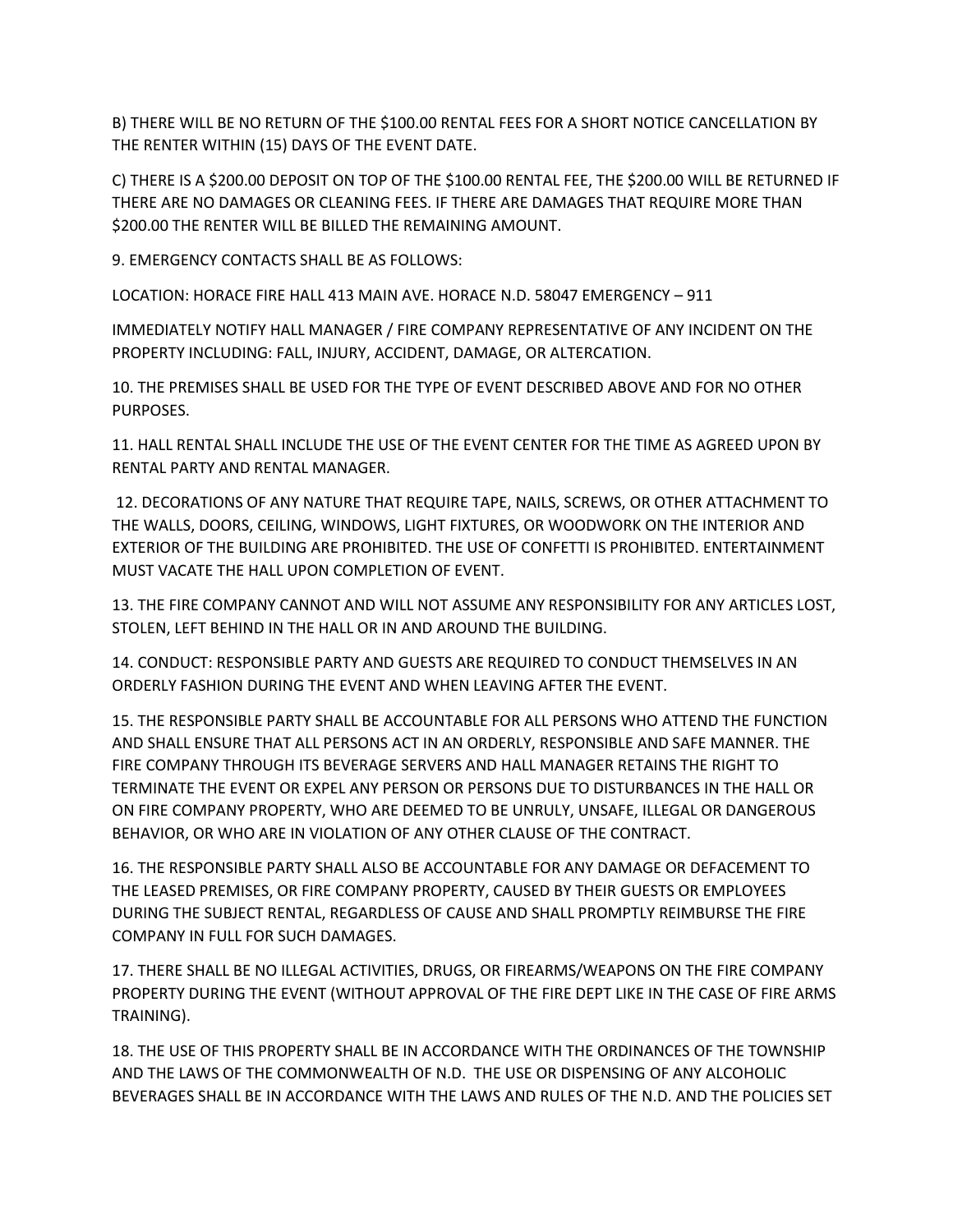B) THERE WILL BE NO RETURN OF THE $100.00 RENTAL FEES FOR A SHORT NOTICE CANCELLATION BY THE RENTER WITHIN (15) DAYS OF THE EVENT DATE.

C) THERE IS A $200.00 DEPOSIT ON TOP OF THE $100.00 RENTAL FEE, THE $200.00 WILL BE RETURNED IF THERE ARE NO DAMAGES OR CLEANING FEES. IF THERE ARE DAMAGES THAT REQUIRE MORE THAN $200.00 THE RENTER WILL BE BILLED THE REMAINING AMOUNT.

9. EMERGENCY CONTACTS SHALL BE AS FOLLOWS:

LOCATION: HORACE FIRE HALL 413 MAIN AVE. HORACE N.D. 58047 EMERGENCY – 911

IMMEDIATELY NOTIFY HALL MANAGER / FIRE COMPANY REPRESENTATIVE OF ANY INCIDENT ON THE PROPERTY INCLUDING: FALL, INJURY, ACCIDENT, DAMAGE, OR ALTERCATION.

10. THE PREMISES SHALL BE USED FOR THE TYPE OF EVENT DESCRIBED ABOVE AND FOR NO OTHER PURPOSES.

11. HALL RENTAL SHALL INCLUDE THE USE OF THE EVENT CENTER FOR THE TIME AS AGREED UPON BY RENTAL PARTY AND RENTAL MANAGER.

12. DECORATIONS OF ANY NATURE THAT REQUIRE TAPE, NAILS, SCREWS, OR OTHER ATTACHMENT TO THE WALLS, DOORS, CEILING, WINDOWS, LIGHT FIXTURES, OR WOODWORK ON THE INTERIOR AND EXTERIOR OF THE BUILDING ARE PROHIBITED. THE USE OF CONFETTI IS PROHIBITED. ENTERTAINMENT MUST VACATE THE HALL UPON COMPLETION OF EVENT.

13. THE FIRE COMPANY CANNOT AND WILL NOT ASSUME ANY RESPONSIBILITY FOR ANY ARTICLES LOST, STOLEN, LEFT BEHIND IN THE HALL OR IN AND AROUND THE BUILDING.

14. CONDUCT: RESPONSIBLE PARTY AND GUESTS ARE REQUIRED TO CONDUCT THEMSELVES IN AN ORDERLY FASHION DURING THE EVENT AND WHEN LEAVING AFTER THE EVENT.

15. THE RESPONSIBLE PARTY SHALL BE ACCOUNTABLE FOR ALL PERSONS WHO ATTEND THE FUNCTION AND SHALL ENSURE THAT ALL PERSONS ACT IN AN ORDERLY, RESPONSIBLE AND SAFE MANNER. THE FIRE COMPANY THROUGH ITS BEVERAGE SERVERS AND HALL MANAGER RETAINS THE RIGHT TO TERMINATE THE EVENT OR EXPEL ANY PERSON OR PERSONS DUE TO DISTURBANCES IN THE HALL OR ON FIRE COMPANY PROPERTY, WHO ARE DEEMED TO BE UNRULY, UNSAFE, ILLEGAL OR DANGEROUS BEHAVIOR, OR WHO ARE IN VIOLATION OF ANY OTHER CLAUSE OF THE CONTRACT.

16. THE RESPONSIBLE PARTY SHALL ALSO BE ACCOUNTABLE FOR ANY DAMAGE OR DEFACEMENT TO THE LEASED PREMISES, OR FIRE COMPANY PROPERTY, CAUSED BY THEIR GUESTS OR EMPLOYEES DURING THE SUBJECT RENTAL, REGARDLESS OF CAUSE AND SHALL PROMPTLY REIMBURSE THE FIRE COMPANY IN FULL FOR SUCH DAMAGES.

17. THERE SHALL BE NO ILLEGAL ACTIVITIES, DRUGS, OR FIREARMS/WEAPONS ON THE FIRE COMPANY PROPERTY DURING THE EVENT (WITHOUT APPROVAL OF THE FIRE DEPT LIKE IN THE CASE OF FIRE ARMS TRAINING).

18. THE USE OF THIS PROPERTY SHALL BE IN ACCORDANCE WITH THE ORDINANCES OF THE TOWNSHIP AND THE LAWS OF THE COMMONWEALTH OF N.D. THE USE OR DISPENSING OF ANY ALCOHOLIC BEVERAGES SHALL BE IN ACCORDANCE WITH THE LAWS AND RULES OF THE N.D. AND THE POLICIES SET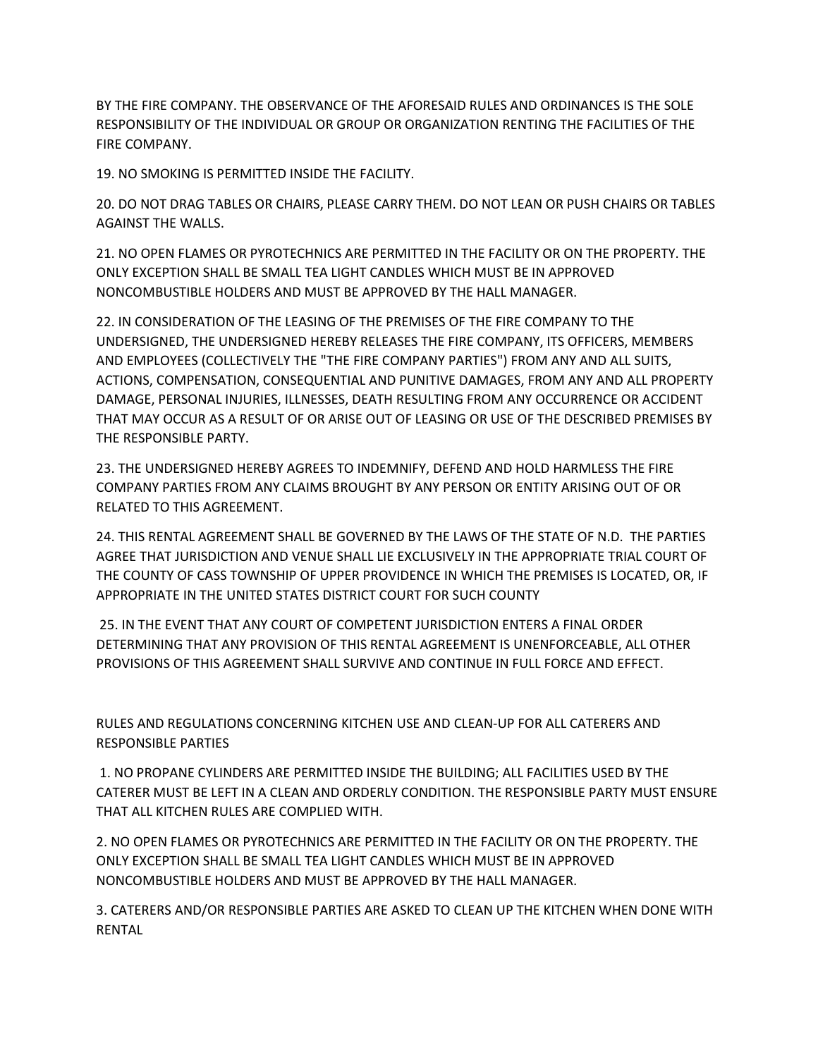BY THE FIRE COMPANY. THE OBSERVANCE OF THE AFORESAID RULES AND ORDINANCES IS THE SOLE RESPONSIBILITY OF THE INDIVIDUAL OR GROUP OR ORGANIZATION RENTING THE FACILITIES OF THE FIRE COMPANY.

19. NO SMOKING IS PERMITTED INSIDE THE FACILITY.

20. DO NOT DRAG TABLES OR CHAIRS, PLEASE CARRY THEM. DO NOT LEAN OR PUSH CHAIRS OR TABLES AGAINST THE WALLS.

21. NO OPEN FLAMES OR PYROTECHNICS ARE PERMITTED IN THE FACILITY OR ON THE PROPERTY. THE ONLY EXCEPTION SHALL BE SMALL TEA LIGHT CANDLES WHICH MUST BE IN APPROVED NONCOMBUSTIBLE HOLDERS AND MUST BE APPROVED BY THE HALL MANAGER.

22. IN CONSIDERATION OF THE LEASING OF THE PREMISES OF THE FIRE COMPANY TO THE UNDERSIGNED, THE UNDERSIGNED HEREBY RELEASES THE FIRE COMPANY, ITS OFFICERS, MEMBERS AND EMPLOYEES (COLLECTIVELY THE "THE FIRE COMPANY PARTIES") FROM ANY AND ALL SUITS, ACTIONS, COMPENSATION, CONSEQUENTIAL AND PUNITIVE DAMAGES, FROM ANY AND ALL PROPERTY DAMAGE, PERSONAL INJURIES, ILLNESSES, DEATH RESULTING FROM ANY OCCURRENCE OR ACCIDENT THAT MAY OCCUR AS A RESULT OF OR ARISE OUT OF LEASING OR USE OF THE DESCRIBED PREMISES BY THE RESPONSIBLE PARTY.

23. THE UNDERSIGNED HEREBY AGREES TO INDEMNIFY, DEFEND AND HOLD HARMLESS THE FIRE COMPANY PARTIES FROM ANY CLAIMS BROUGHT BY ANY PERSON OR ENTITY ARISING OUT OF OR RELATED TO THIS AGREEMENT.

24. THIS RENTAL AGREEMENT SHALL BE GOVERNED BY THE LAWS OF THE STATE OF N.D. THE PARTIES AGREE THAT JURISDICTION AND VENUE SHALL LIE EXCLUSIVELY IN THE APPROPRIATE TRIAL COURT OF THE COUNTY OF CASS TOWNSHIP OF UPPER PROVIDENCE IN WHICH THE PREMISES IS LOCATED, OR, IF APPROPRIATE IN THE UNITED STATES DISTRICT COURT FOR SUCH COUNTY

25. IN THE EVENT THAT ANY COURT OF COMPETENT JURISDICTION ENTERS A FINAL ORDER DETERMINING THAT ANY PROVISION OF THIS RENTAL AGREEMENT IS UNENFORCEABLE, ALL OTHER PROVISIONS OF THIS AGREEMENT SHALL SURVIVE AND CONTINUE IN FULL FORCE AND EFFECT.

RULES AND REGULATIONS CONCERNING KITCHEN USE AND CLEAN-UP FOR ALL CATERERS AND RESPONSIBLE PARTIES

1. NO PROPANE CYLINDERS ARE PERMITTED INSIDE THE BUILDING; ALL FACILITIES USED BY THE CATERER MUST BE LEFT IN A CLEAN AND ORDERLY CONDITION. THE RESPONSIBLE PARTY MUST ENSURE THAT ALL KITCHEN RULES ARE COMPLIED WITH.

2. NO OPEN FLAMES OR PYROTECHNICS ARE PERMITTED IN THE FACILITY OR ON THE PROPERTY. THE ONLY EXCEPTION SHALL BE SMALL TEA LIGHT CANDLES WHICH MUST BE IN APPROVED NONCOMBUSTIBLE HOLDERS AND MUST BE APPROVED BY THE HALL MANAGER.

3. CATERERS AND/OR RESPONSIBLE PARTIES ARE ASKED TO CLEAN UP THE KITCHEN WHEN DONE WITH RENTAL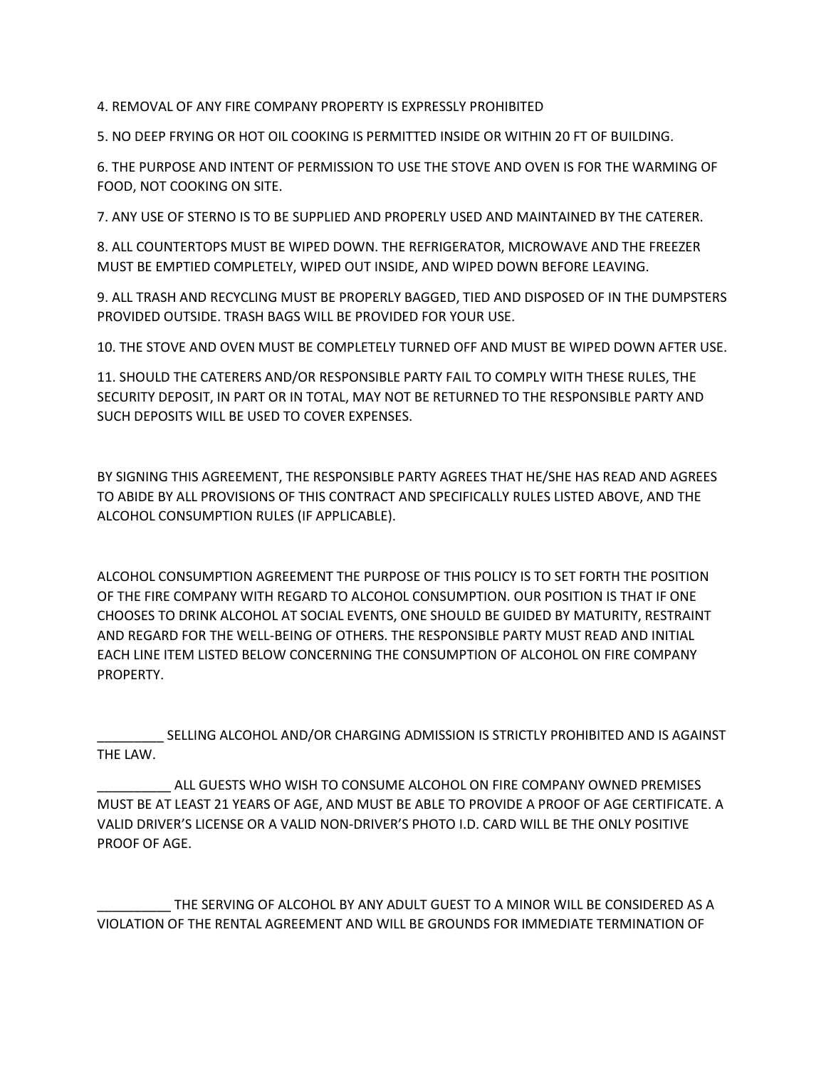4. REMOVAL OF ANY FIRE COMPANY PROPERTY IS EXPRESSLY PROHIBITED

5. NO DEEP FRYING OR HOT OIL COOKING IS PERMITTED INSIDE OR WITHIN 20 FT OF BUILDING.

6. THE PURPOSE AND INTENT OF PERMISSION TO USE THE STOVE AND OVEN IS FOR THE WARMING OF FOOD, NOT COOKING ON SITE.

7. ANY USE OF STERNO IS TO BE SUPPLIED AND PROPERLY USED AND MAINTAINED BY THE CATERER.

8. ALL COUNTERTOPS MUST BE WIPED DOWN. THE REFRIGERATOR, MICROWAVE AND THE FREEZER MUST BE EMPTIED COMPLETELY, WIPED OUT INSIDE, AND WIPED DOWN BEFORE LEAVING.

9. ALL TRASH AND RECYCLING MUST BE PROPERLY BAGGED, TIED AND DISPOSED OF IN THE DUMPSTERS PROVIDED OUTSIDE. TRASH BAGS WILL BE PROVIDED FOR YOUR USE.

10. THE STOVE AND OVEN MUST BE COMPLETELY TURNED OFF AND MUST BE WIPED DOWN AFTER USE.

11. SHOULD THE CATERERS AND/OR RESPONSIBLE PARTY FAIL TO COMPLY WITH THESE RULES, THE SECURITY DEPOSIT, IN PART OR IN TOTAL, MAY NOT BE RETURNED TO THE RESPONSIBLE PARTY AND SUCH DEPOSITS WILL BE USED TO COVER EXPENSES.

BY SIGNING THIS AGREEMENT, THE RESPONSIBLE PARTY AGREES THAT HE/SHE HAS READ AND AGREES TO ABIDE BY ALL PROVISIONS OF THIS CONTRACT AND SPECIFICALLY RULES LISTED ABOVE, AND THE ALCOHOL CONSUMPTION RULES (IF APPLICABLE).

ALCOHOL CONSUMPTION AGREEMENT THE PURPOSE OF THIS POLICY IS TO SET FORTH THE POSITION OF THE FIRE COMPANY WITH REGARD TO ALCOHOL CONSUMPTION. OUR POSITION IS THAT IF ONE CHOOSES TO DRINK ALCOHOL AT SOCIAL EVENTS, ONE SHOULD BE GUIDED BY MATURITY, RESTRAINT AND REGARD FOR THE WELL-BEING OF OTHERS. THE RESPONSIBLE PARTY MUST READ AND INITIAL EACH LINE ITEM LISTED BELOW CONCERNING THE CONSUMPTION OF ALCOHOL ON FIRE COMPANY PROPERTY.

_________ SELLING ALCOHOL AND/OR CHARGING ADMISSION IS STRICTLY PROHIBITED AND IS AGAINST THE LAW.

__________ ALL GUESTS WHO WISH TO CONSUME ALCOHOL ON FIRE COMPANY OWNED PREMISES MUST BE AT LEAST 21 YEARS OF AGE, AND MUST BE ABLE TO PROVIDE A PROOF OF AGE CERTIFICATE. A VALID DRIVER'S LICENSE OR A VALID NON-DRIVER'S PHOTO I.D. CARD WILL BE THE ONLY POSITIVE PROOF OF AGE.

__________ THE SERVING OF ALCOHOL BY ANY ADULT GUEST TO A MINOR WILL BE CONSIDERED AS A VIOLATION OF THE RENTAL AGREEMENT AND WILL BE GROUNDS FOR IMMEDIATE TERMINATION OF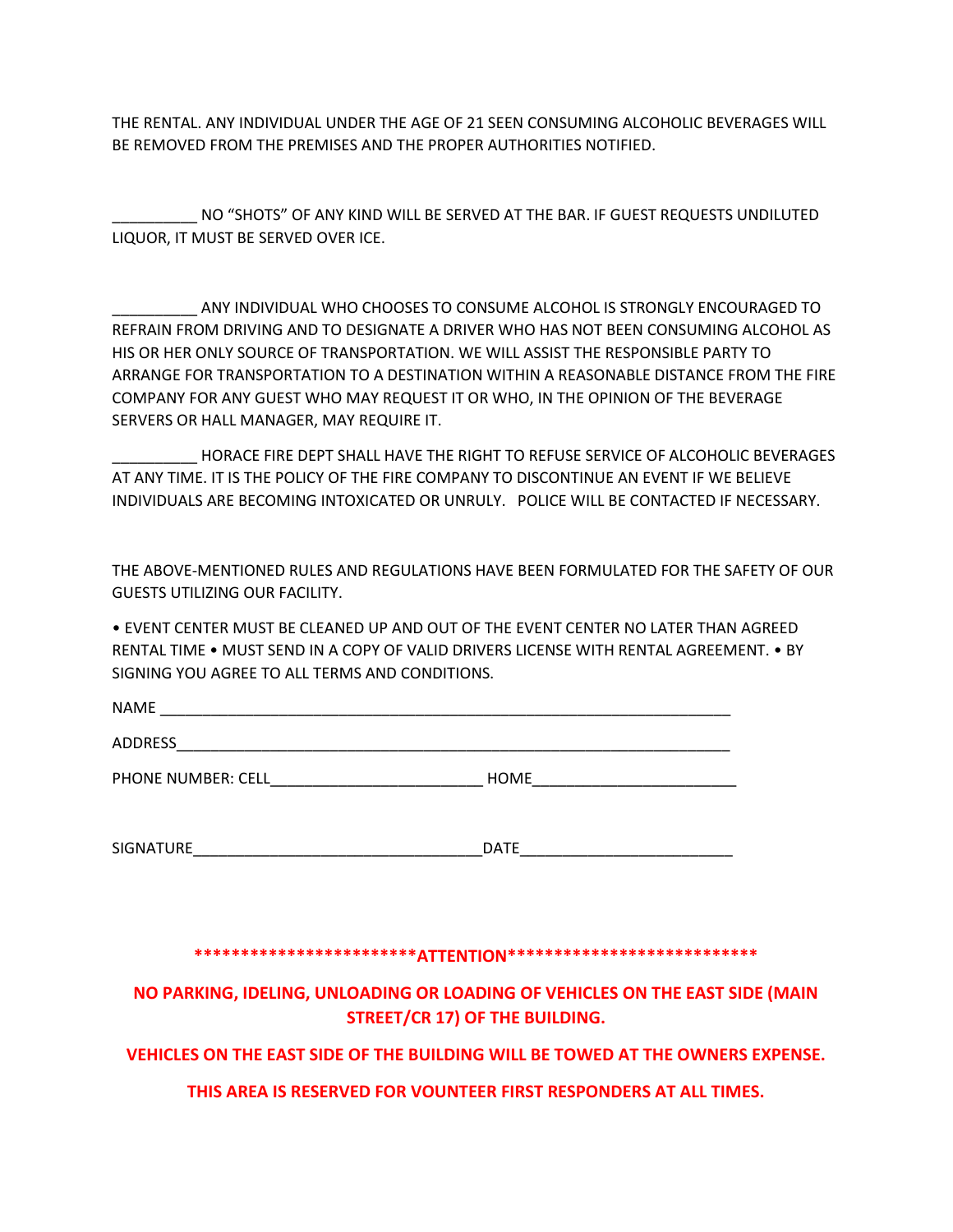THE RENTAL. ANY INDIVIDUAL UNDER THE AGE OF 21 SEEN CONSUMING ALCOHOLIC BEVERAGES WILL BE REMOVED FROM THE PREMISES AND THE PROPER AUTHORITIES NOTIFIED.

__________ NO "SHOTS" OF ANY KIND WILL BE SERVED AT THE BAR. IF GUEST REQUESTS UNDILUTED LIQUOR, IT MUST BE SERVED OVER ICE.

__________ ANY INDIVIDUAL WHO CHOOSES TO CONSUME ALCOHOL IS STRONGLY ENCOURAGED TO REFRAIN FROM DRIVING AND TO DESIGNATE A DRIVER WHO HAS NOT BEEN CONSUMING ALCOHOL AS HIS OR HER ONLY SOURCE OF TRANSPORTATION. WE WILL ASSIST THE RESPONSIBLE PARTY TO ARRANGE FOR TRANSPORTATION TO A DESTINATION WITHIN A REASONABLE DISTANCE FROM THE FIRE COMPANY FOR ANY GUEST WHO MAY REQUEST IT OR WHO, IN THE OPINION OF THE BEVERAGE SERVERS OR HALL MANAGER, MAY REQUIRE IT.

__________ HORACE FIRE DEPT SHALL HAVE THE RIGHT TO REFUSE SERVICE OF ALCOHOLIC BEVERAGES AT ANY TIME. IT IS THE POLICY OF THE FIRE COMPANY TO DISCONTINUE AN EVENT IF WE BELIEVE INDIVIDUALS ARE BECOMING INTOXICATED OR UNRULY. POLICE WILL BE CONTACTED IF NECESSARY.

THE ABOVE-MENTIONED RULES AND REGULATIONS HAVE BEEN FORMULATED FOR THE SAFETY OF OUR GUESTS UTILIZING OUR FACILITY.

• EVENT CENTER MUST BE CLEANED UP AND OUT OF THE EVENT CENTER NO LATER THAN AGREED RENTAL TIME • MUST SEND IN A COPY OF VALID DRIVERS LICENSE WITH RENTAL AGREEMENT. • BY SIGNING YOU AGREE TO ALL TERMS AND CONDITIONS.

NAME ______________________________________________________________________

ADDRESS____________________________________________________________________

PHONE NUMBER: CELL__________________________ HOME_________________________

SIGNATURE___________________________________DATE_________________________

**************************ATTENTION***************************

**NO PARKING, IDELING, UNLOADING OR LOADING OF VEHICLES ON THE EAST SIDE (MAIN STREET/CR 17) OF THE BUILDING.**

**VEHICLES ON THE EAST SIDE OF THE BUILDING WILL BE TOWED AT THE OWNERS EXPENSE.**

**THIS AREA IS RESERVED FOR VOUNTEER FIRST RESPONDERS AT ALL TIMES.**